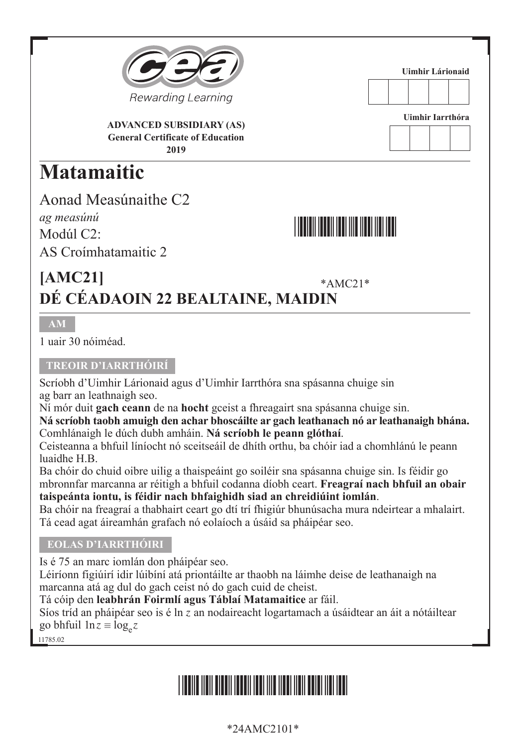Rewarding Learning

**ADVANCED SUBSIDIARY (AS)**
**General Certificate of Education**
**2019**

| Uimhir Lárionaid | | | | |
|---|---|---|---|---|
| | | | | |

| Uimhir Iarrthóra | | | |
|---|---|---|---|
| | | | |

# Matamaitic

Aonad Measúnaithe C2

*ag measúnú*

Modúl C2:

AS Croímhatamaitic 2

## [AMC21]

*AMC21*

## DÉ CÉADAOIN 22 BEALTAINE, MAIDIN

**AM**

1 uair 30 nóiméad.

**TREOIR D'IARRTHÓIRÍ**

Scríobh d'Uimhir Lárionaid agus d'Uimhir Iarrthóra sna spásanna chuige sin ag barr an leathnaigh seo.

Ní mór duit **gach ceann** de na **hocht** gceist a fhreagairt sna spásanna chuige sin.

**Ná scríobh taobh amuigh den achar bhoscáilte ar gach leathanach nó ar leathanaigh bhána.**

Comhlánaigh le dúch dubh amháin. **Ná scríobh le peann glóthaí**.

Ceisteanna a bhfuil líníocht nó sceitseáil de dhíth orthu, ba chóir iad a chomhlánú le peann luaidhe H.B.

Ba chóir do chuid oibre uilig a thaispeáint go soiléir sna spásanna chuige sin. Is féidir go mbronnfar marcanna ar réitigh a bhfuil codanna díobh ceart. **Freagraí nach bhfuil an obair taispeánta iontu, is féidir nach bhfaighidh siad an chreidiúint iomlán**.

Ba chóir na freagraí a thabhairt ceart go dtí trí fhigiúr bhunúsacha mura ndeirtear a mhalairt.

Tá cead agat áireamhán grafach nó eolaíoch a úsáid sa pháipéar seo.

**EOLAS D'IARRTHÓIRI**

Is é 75 an marc iomlán don pháipéar seo.

Léiríonn figiúirí idir lúibíní atá priontáilte ar thaobh na láimhe deise de leathanaigh na marcanna atá ag dul do gach ceist nó do gach cuid de cheist.

Tá cóip den **leabhrán Foirmlí agus Táblaí Matamaitice** ar fáil.

Síos tríd an pháipéar seo is é ln $z$ an nodaireacht logartamach a úsáidtear an áit a nótáiltear go bhfuil $\ln z \equiv \log_e z$

11785.02

*24AMC2101*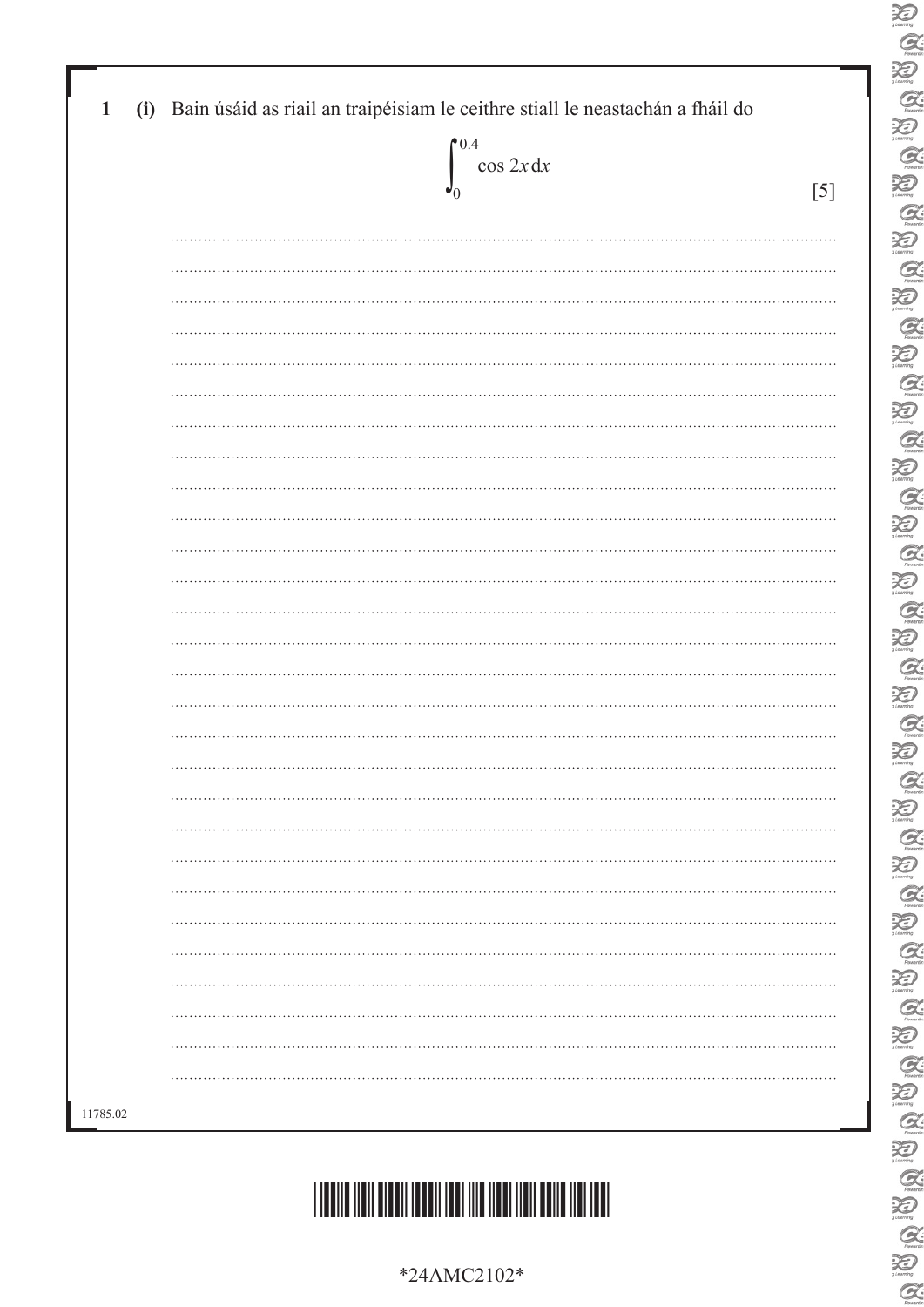**1** **(i)** Bain úsáid as riail an traipéisiam le ceithre stiall le neastachán a fháil do

$$\int_0^{0.4} \cos 2x \, dx$$

[5]

11785.02

*24AMC2102*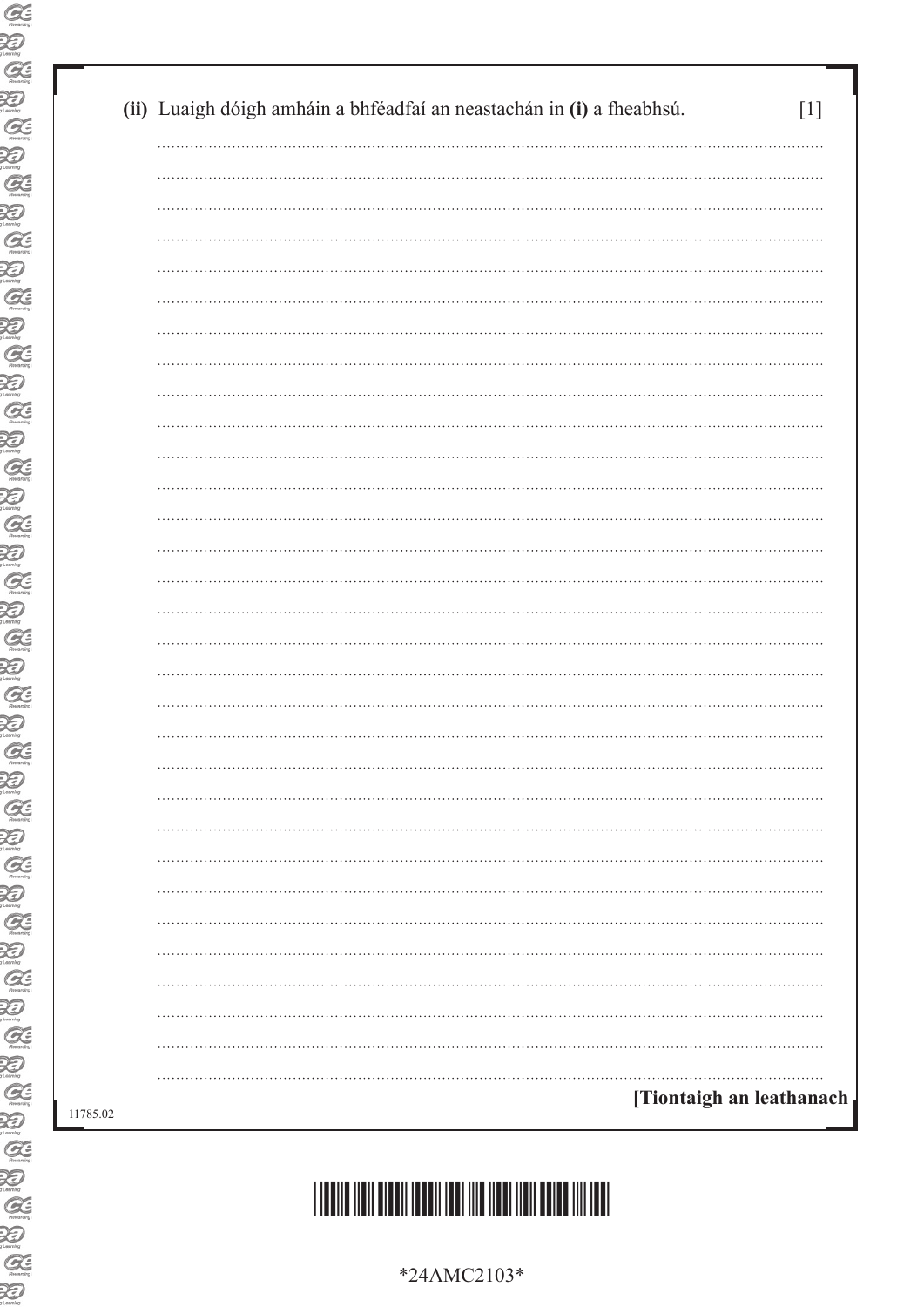**(ii)** Luaigh dóigh amháin a bhféadfaí an neastachán in **(i)** a fheabhsú. [1]

..........................................................................................................................................

..........................................................................................................................................

..........................................................................................................................................

..........................................................................................................................................

..........................................................................................................................................

..........................................................................................................................................

..........................................................................................................................................

..........................................................................................................................................

..........................................................................................................................................

..........................................................................................................................................

..........................................................................................................................................

..........................................................................................................................................

..........................................................................................................................................

..........................................................................................................................................

..........................................................................................................................................

..........................................................................................................................................

..........................................................................................................................................

..........................................................................................................................................

..........................................................................................................................................

..........................................................................................................................................

..........................................................................................................................................

..........................................................................................................................................

..........................................................................................................................................

..........................................................................................................................................

..........................................................................................................................................

..........................................................................................................................................

..........................................................................................................................................

..........................................................................................................................................

..........................................................................................................................................

..........................................................................................................................................

**[Tiontaigh an leathanach**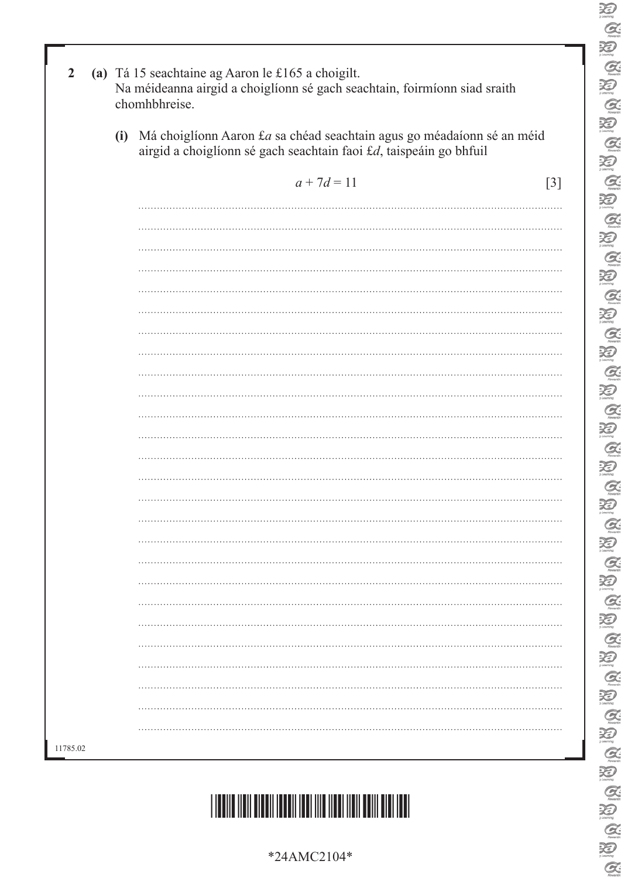**2** **(a)** Tá 15 seachtaine ag Aaron le £165 a choigilt.
Na méideanna airgid a choiglíonn sé gach seachtain, foirmíonn siad sraith chomhbhreise.

**(i)** Má choiglíonn Aaron £$a$ sa chéad seachtain agus go méadaíonn sé an méid airgid a choiglíonn sé gach seachtain faoi £$d$, taispeáin go bhfuil

$$a + 7d = 11$$

[3]

11785.02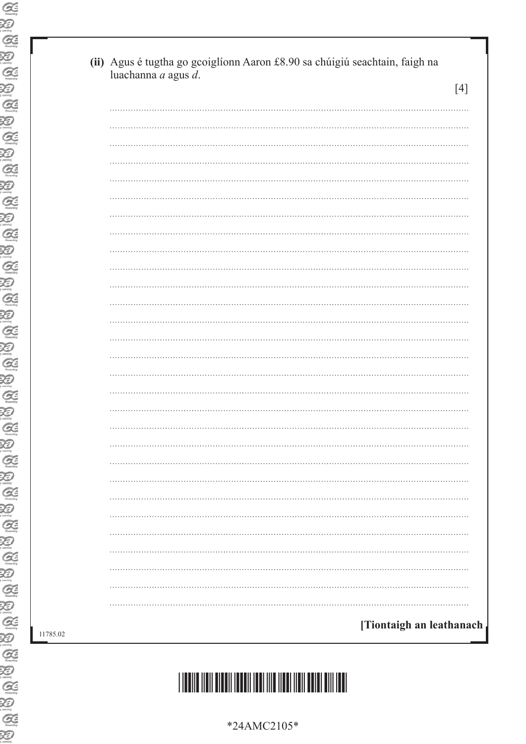(ii) Agus é tugtha go gcoiglíonn Aaron £8.90 sa chúigiú seachtain, faigh na luachanna $a$ agus $d$.

[4]

[Tiontaigh an leathanach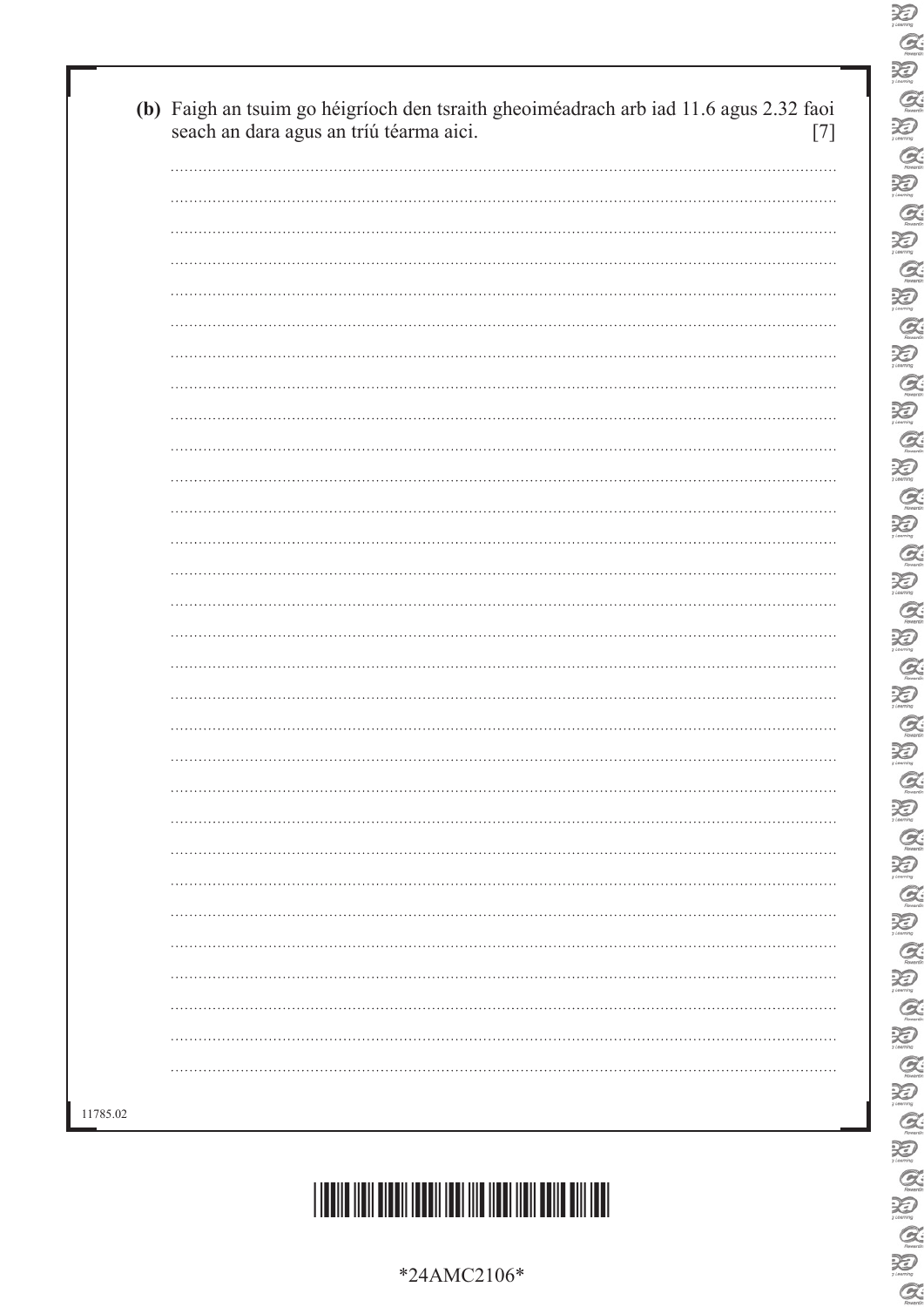**(b)** Faigh an tsuim go héigríoch den tsraith gheoiméadrach arb iad 11.6 agus 2.32 faoi seach an dara agus an tríú téarma aici. [7]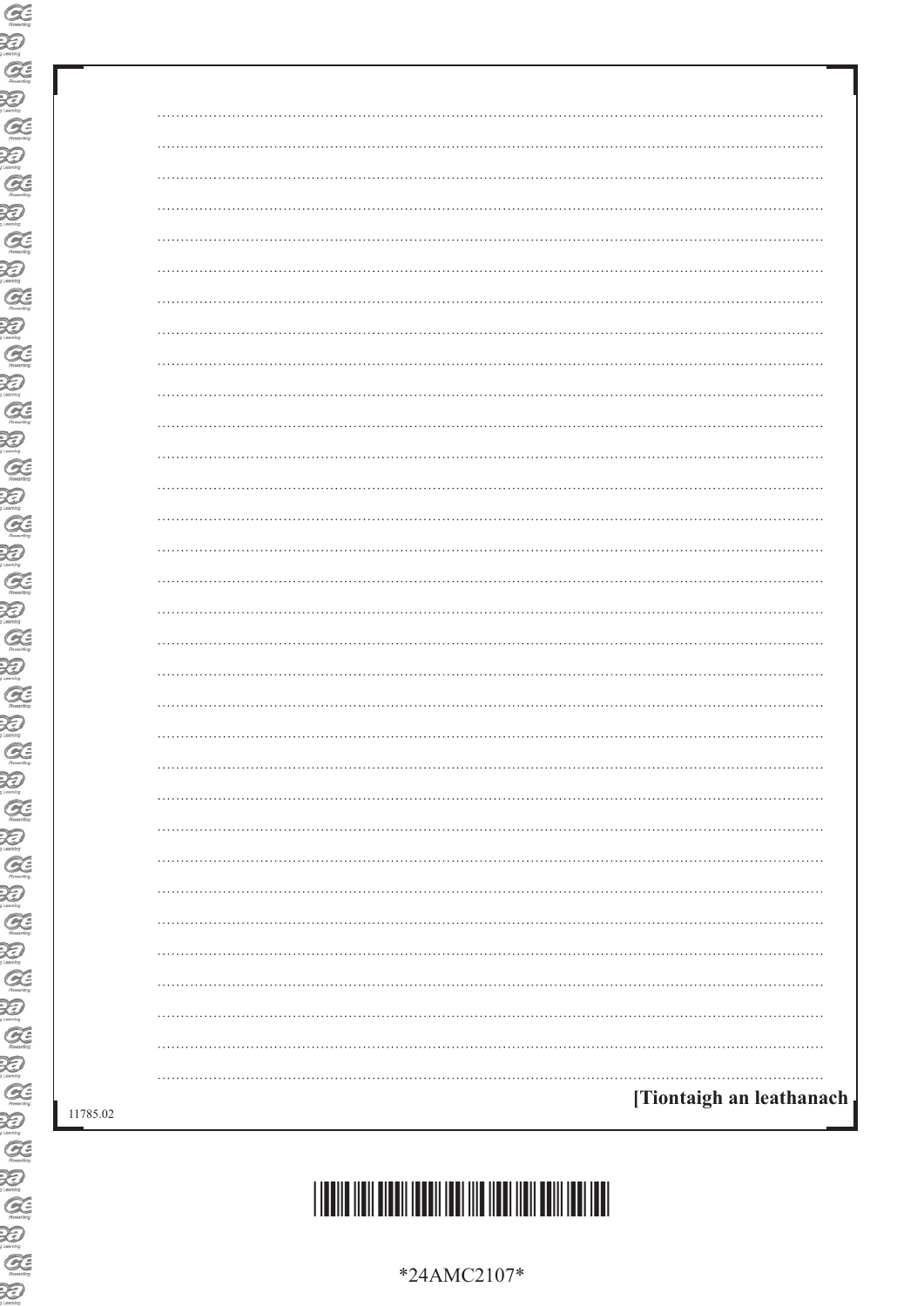[Tiontaigh an leathanach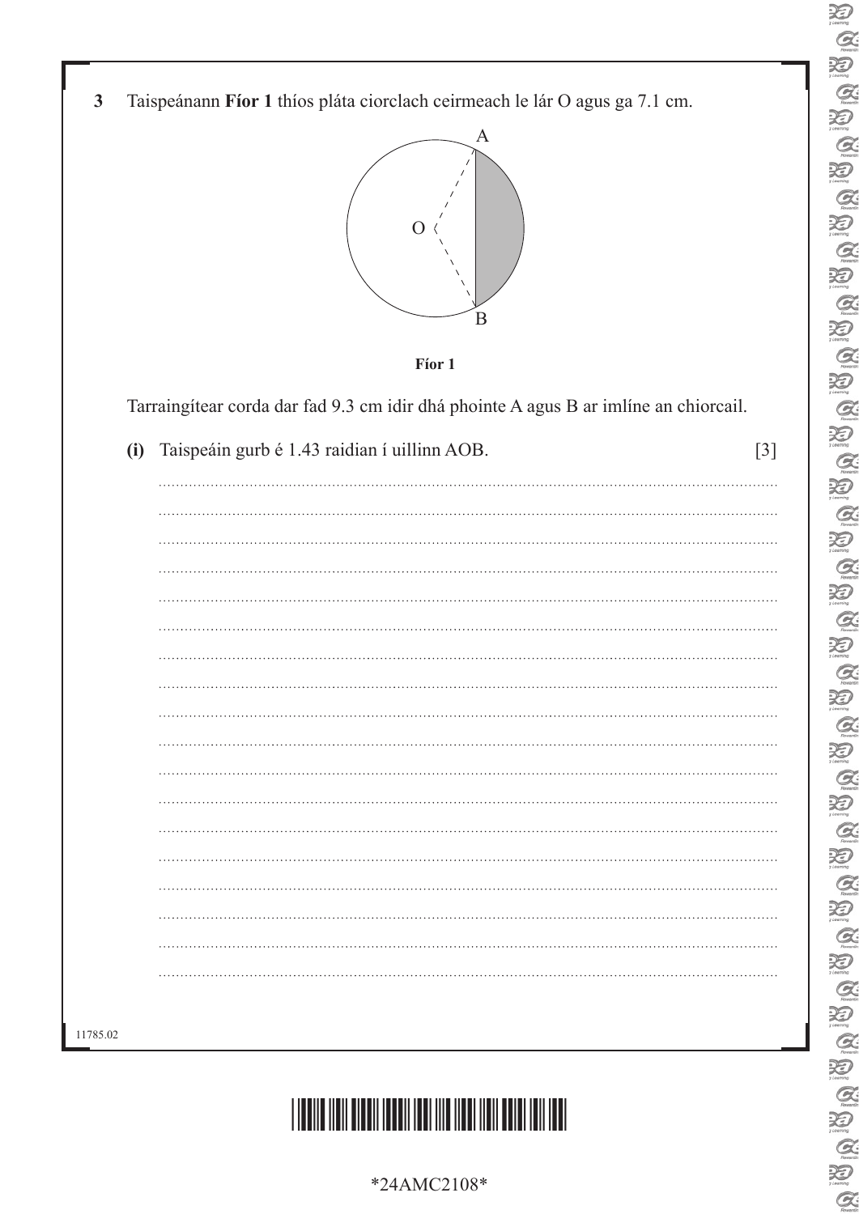**3** Taispeánann **Fíor 1** thíos pláta ciorclach ceirmeach le lár O agus ga 7.1 cm.

**Fíor 1**

Tarraingítear corda dar fad 9.3 cm idir dhá phointe A agus B ar imlíne an chiorcail.

**(i)** Taispeáin gurb é 1.43 raidian í uillinn AOB. [3]

11785.02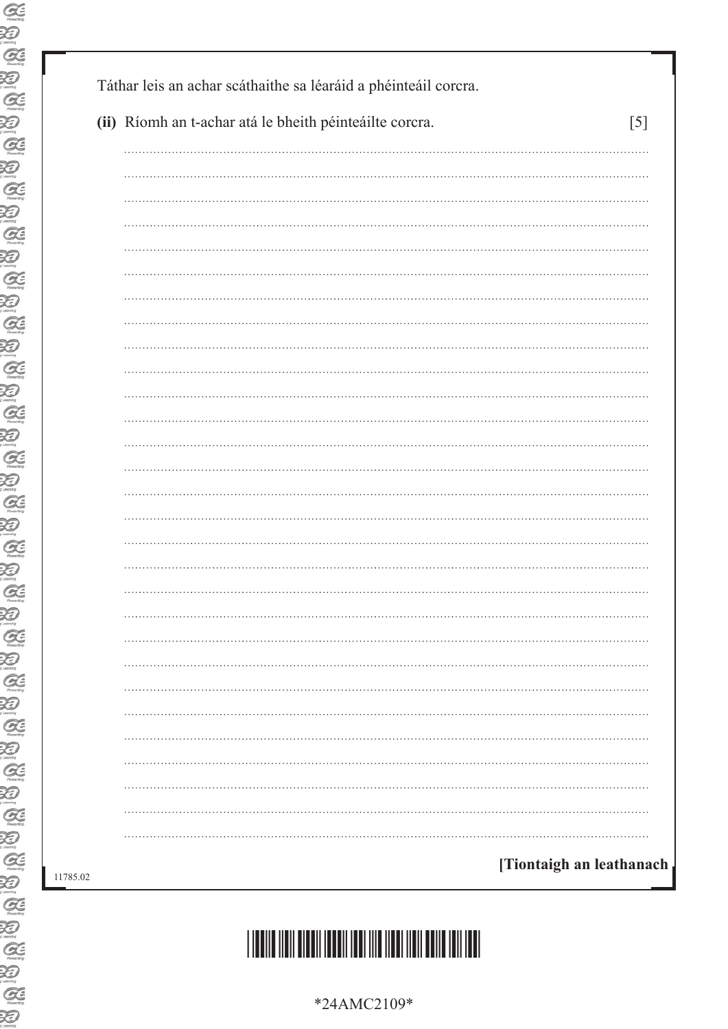Táthar leis an achar scáthaithe sa léaráid a phéinteáil corcra.

**(ii)** Ríomh an t-achar atá le bheith péinteáilte corcra. [5]

**[Tiontaigh an leathanach**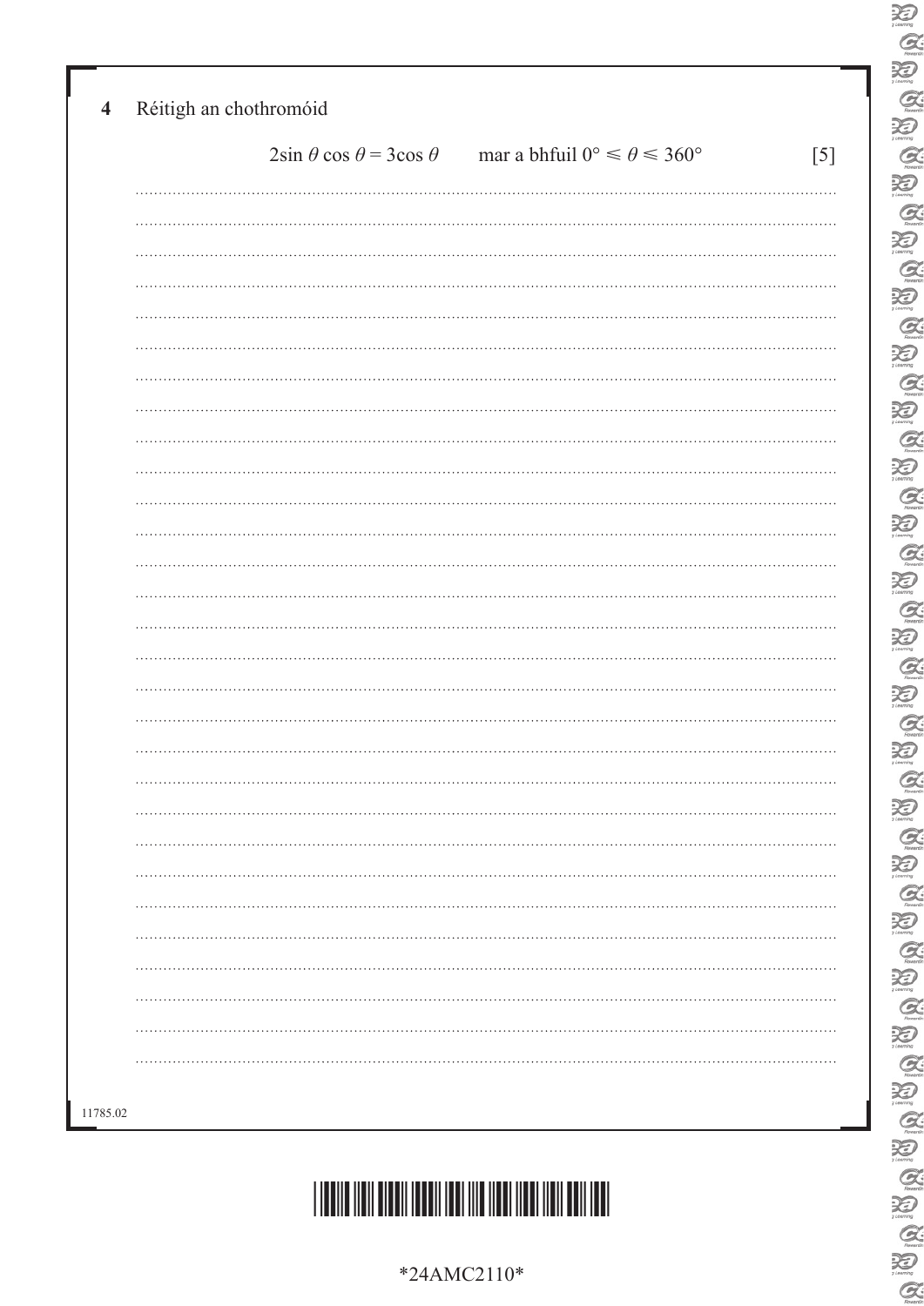**4** Réitigh an chothromóid

$$2\sin\theta\cos\theta = 3\cos\theta \qquad \text{mar a bhfuil } 0° \leqslant \theta \leqslant 360°$$

[5]

11785.02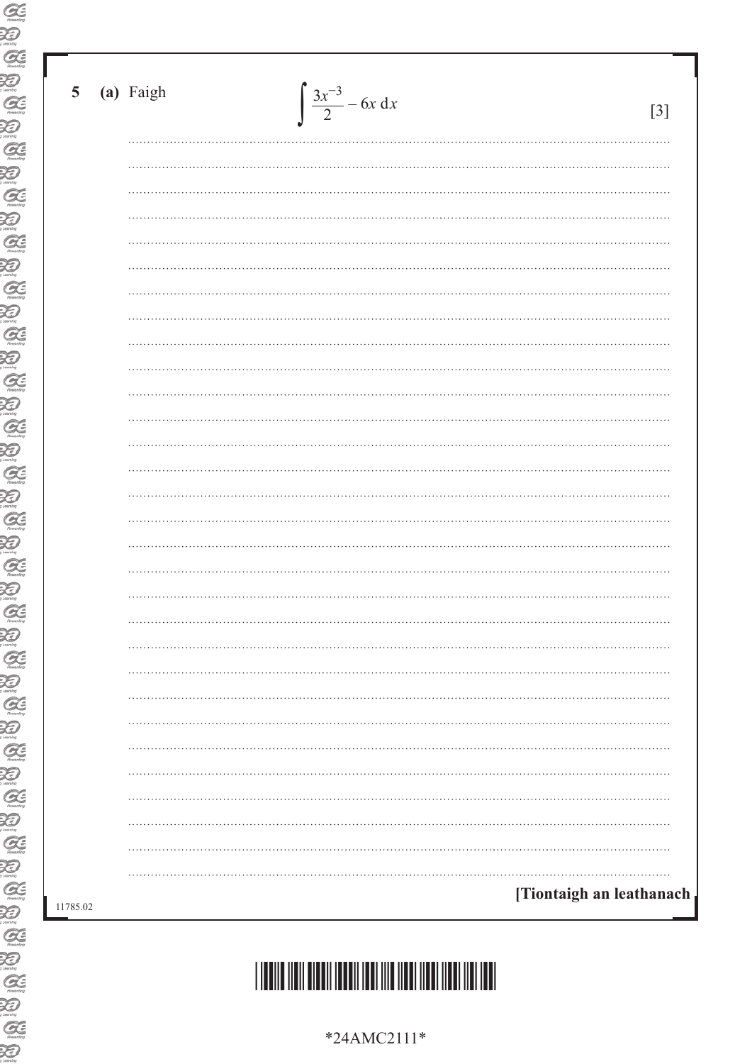**5 (a)** Faigh

$$\int \frac{3x^{-3}}{2} - 6x \, dx$$

[3]

[Tiontaigh an leathanach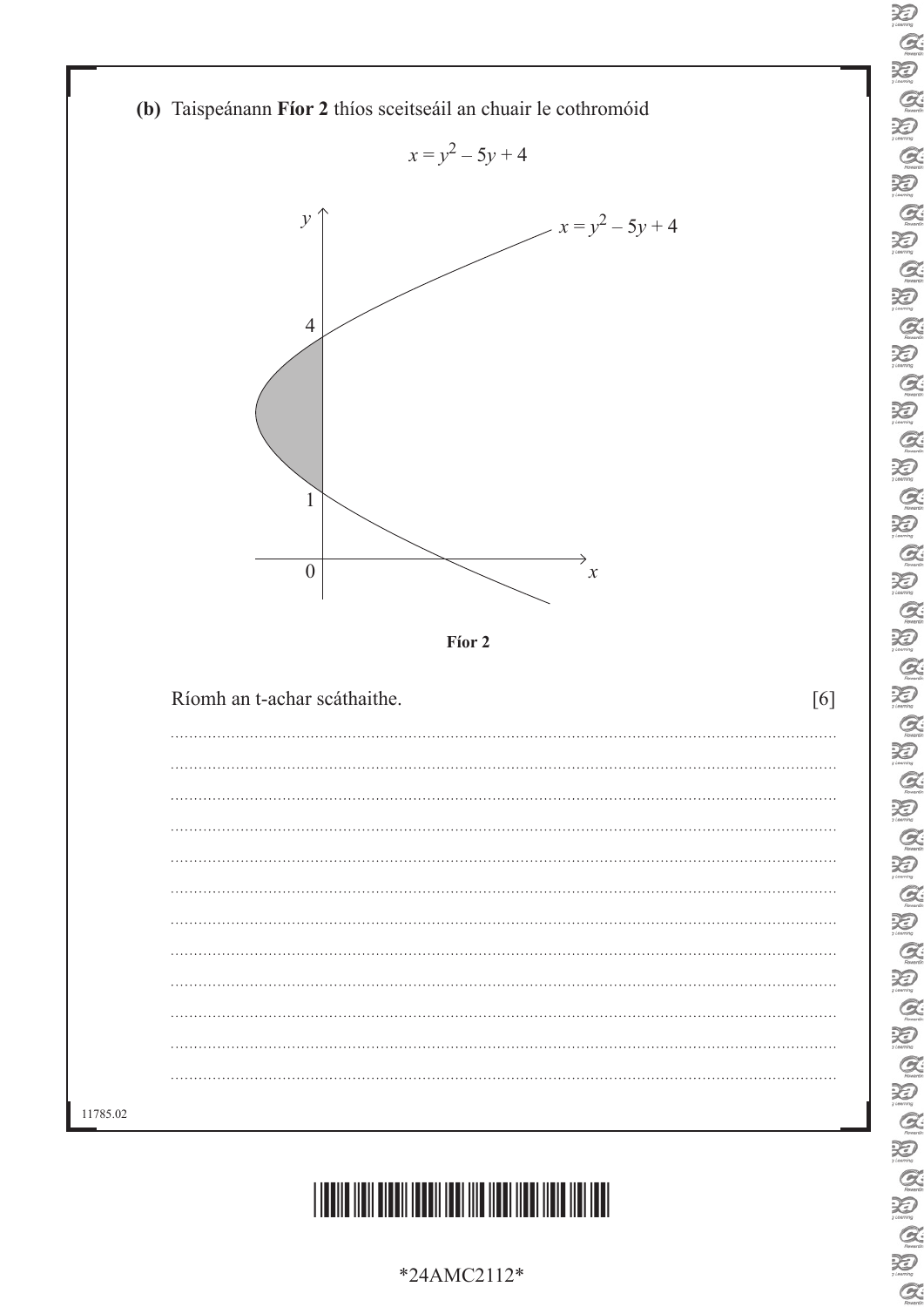**(b)** Taispeánann **Fíor 2** thíos sceitseáil an chuair le cothromóid

$$x = y^2 - 5y + 4$$

**Fíor 2**

Ríomh an t-achar scáthaithe. [6]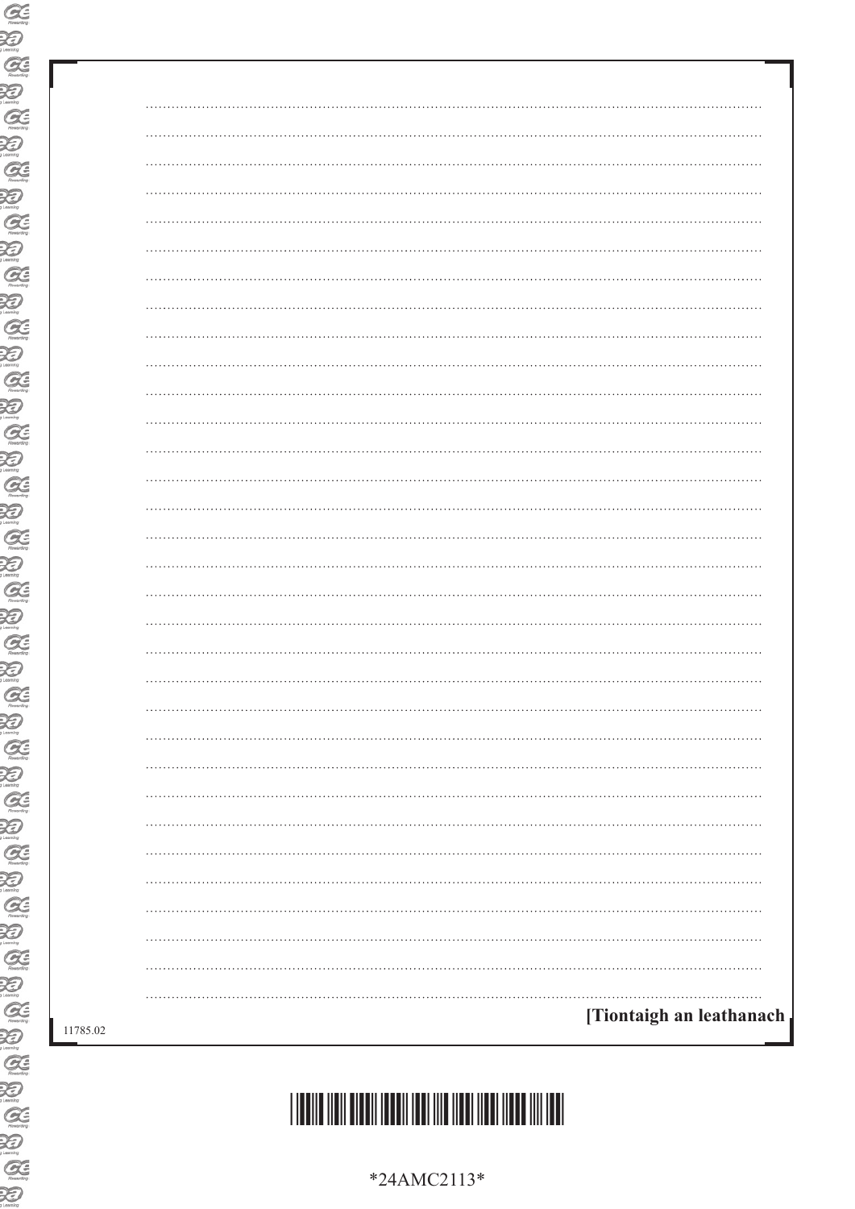[Tiontaigh an leathanach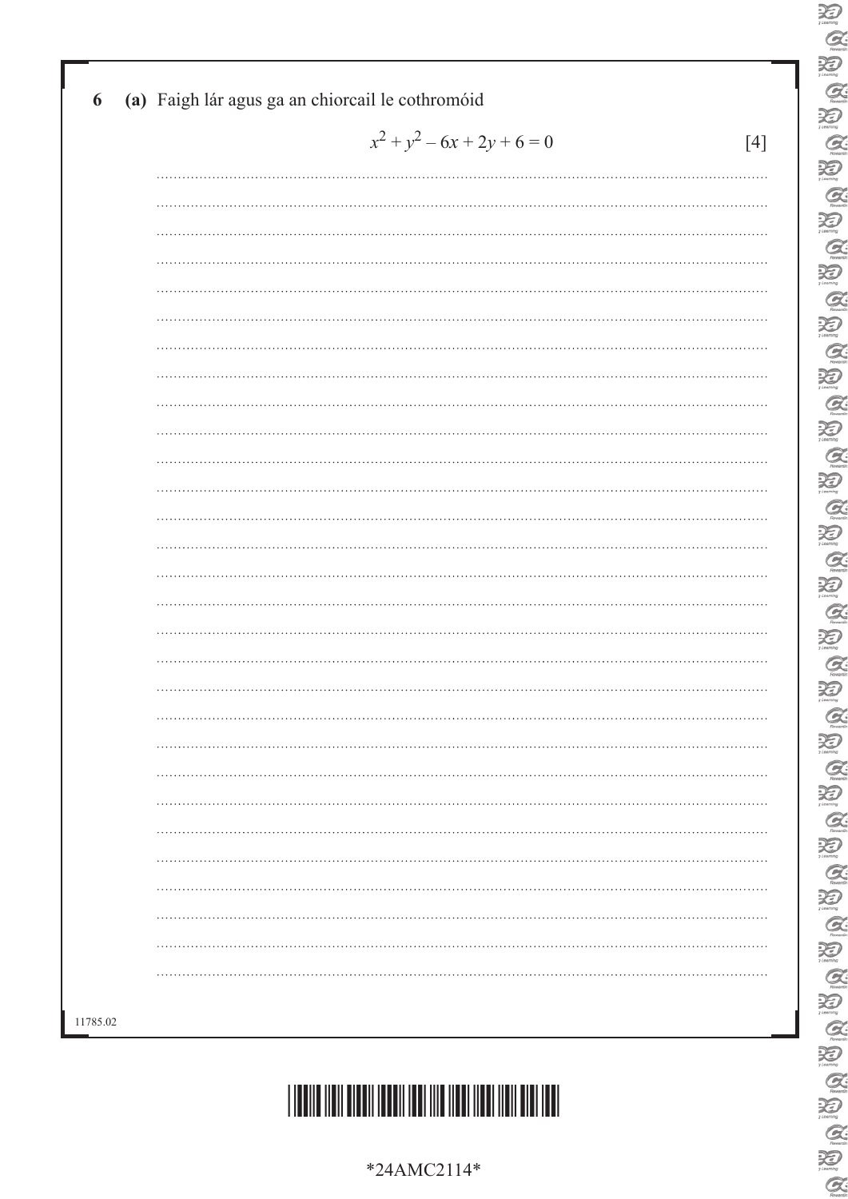**6 (a)** Faigh lár agus ga an chiorcail le cothromóid

$$x^2 + y^2 - 6x + 2y + 6 = 0$$

[4]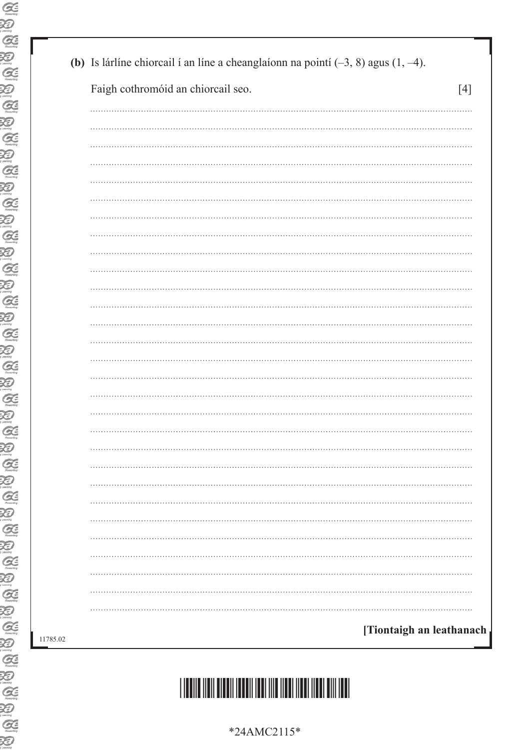**(b)** Is lárlíne chiorcail í an líne a cheanglaíonn na pointí $(-3, 8)$ agus $(1, -4)$.

Faigh cothromóid an chiorcail seo. [4]

**[Tiontaigh an leathanach**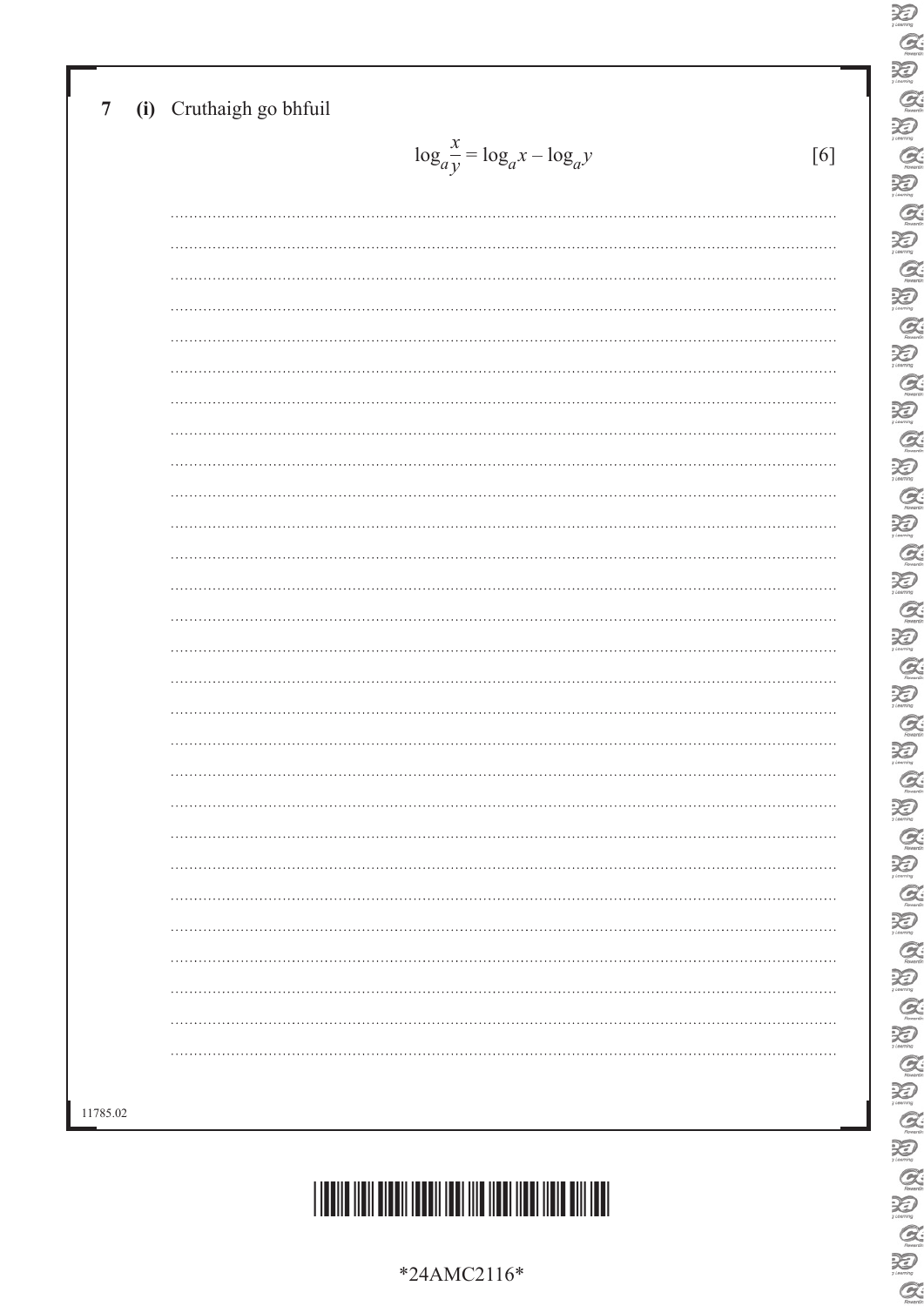**7 (i)** Cruthaigh go bhfuil

$$\log_a \frac{x}{y} = \log_a x - \log_a y$$

[6]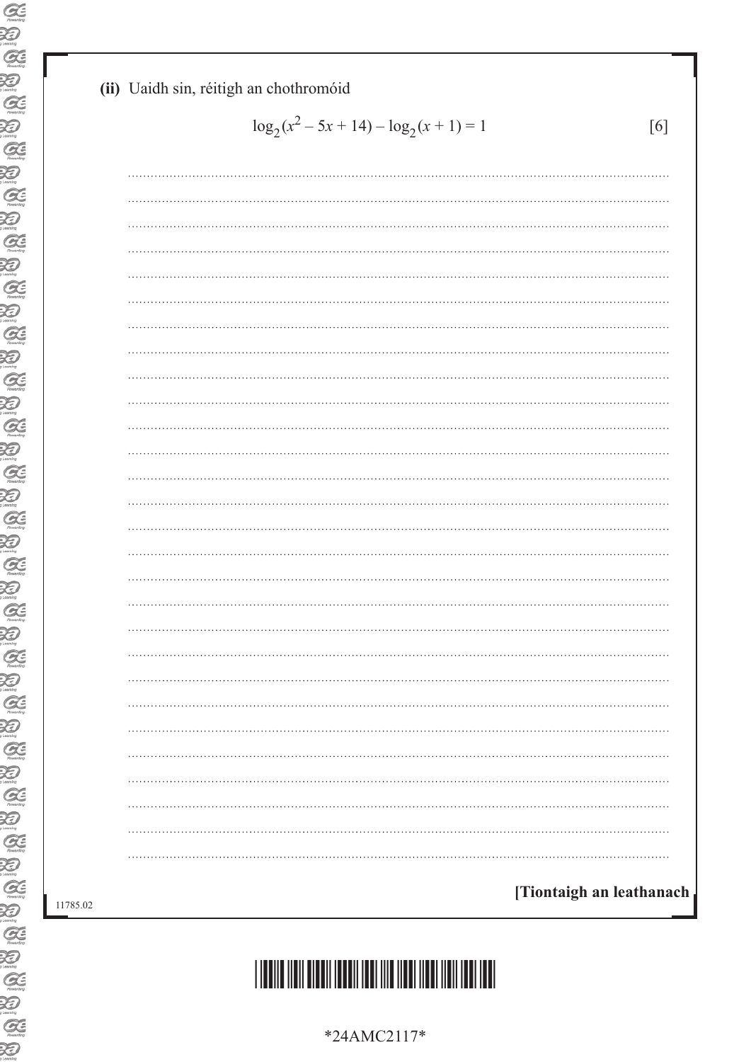**(ii)** Uaidh sin, réitigh an chothromóid

$$\log_2(x^2 - 5x + 14) - \log_2(x + 1) = 1$$ [6]

[Tiontaigh an leathanach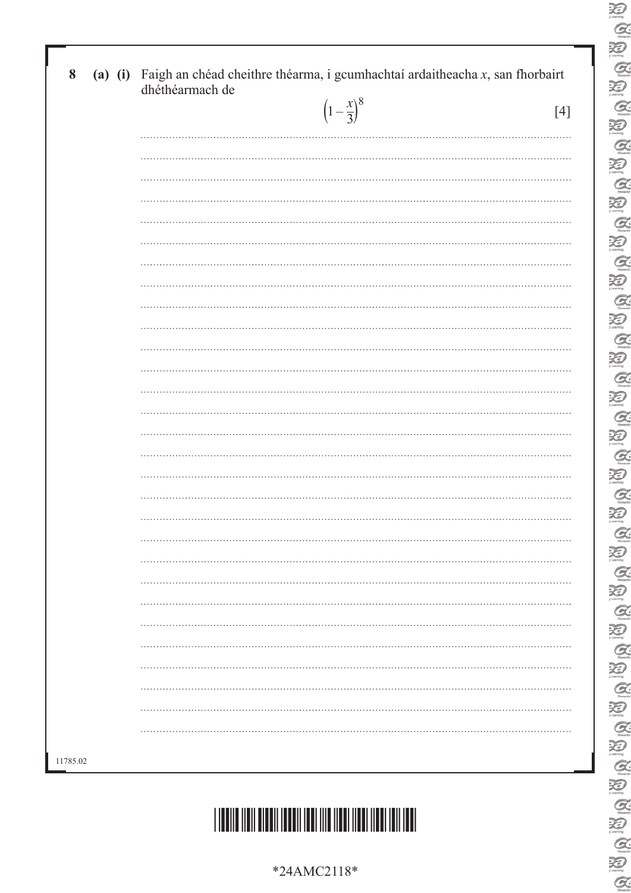**8 (a) (i)** Faigh an chéad cheithre théarma, i gcumhachtaí ardaitheacha $x$, san fhorbairt dhéthéarmach de

$$\left(1 - \frac{x}{3}\right)^8$$

[4]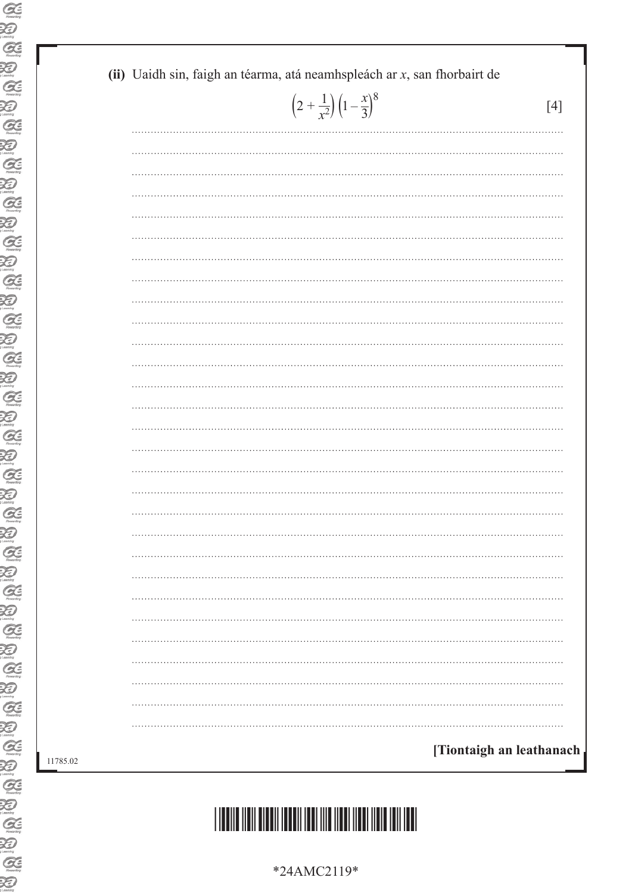**(ii)** Uaidh sin, faigh an téarma, atá neamhspleách ar $x$, san fhorbairt de

$$\left(2+\frac{1}{x^2}\right)\left(1-\frac{x}{3}\right)^8$$ [4]

[Tiontaigh an leathanach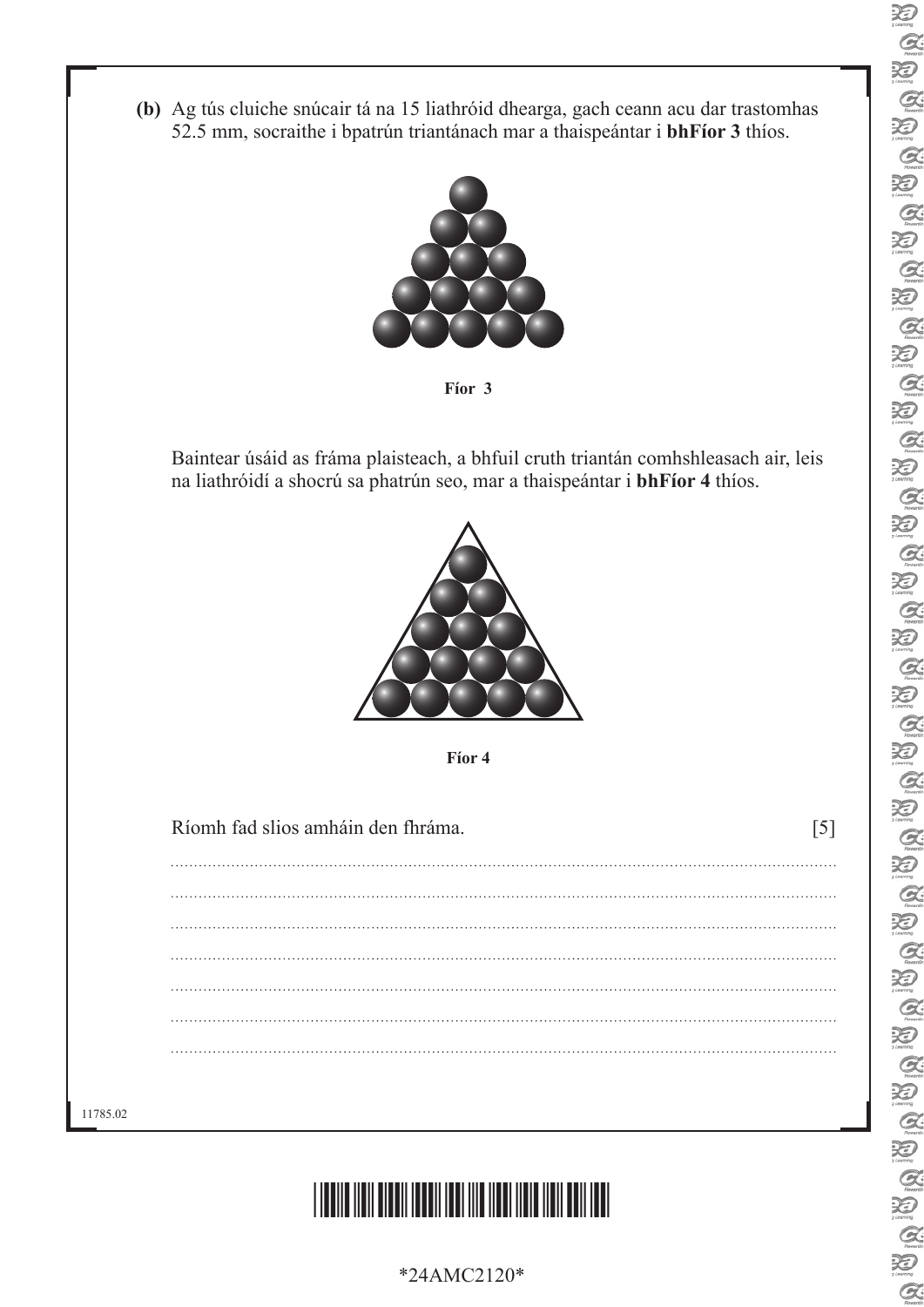**(b)** Ag tús cluiche snúcair tá na 15 liathróid dhearga, gach ceann acu dar trastomhas 52.5 mm, socraithe i bpatrún triantánach mar a thaispeántar i **bhFíor 3** thíos.

**Fíor 3**

Baintear úsáid as fráma plaisteach, a bhfuil cruth triantán comhshleasach air, leis na liathróidí a shocrú sa phatrún seo, mar a thaispeántar i **bhFíor 4** thíos.

**Fíor 4**

Ríomh fad slios amháin den fhráma. [5]

.............................................................................................................................................

.............................................................................................................................................

.............................................................................................................................................

.............................................................................................................................................

.............................................................................................................................................

.............................................................................................................................................

.............................................................................................................................................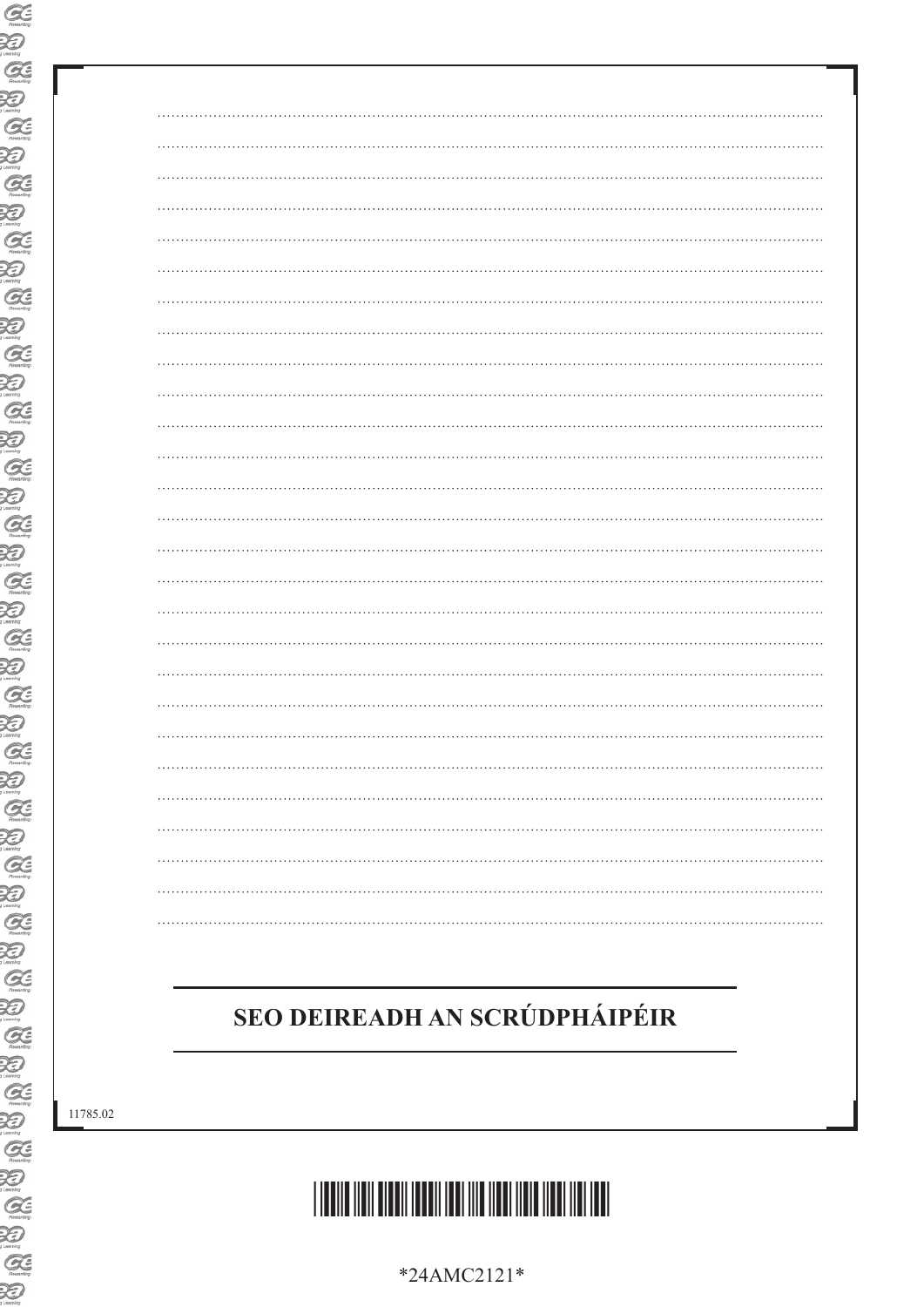**SEO DEIREADH AN SCRÚDPHÁIPÉIR**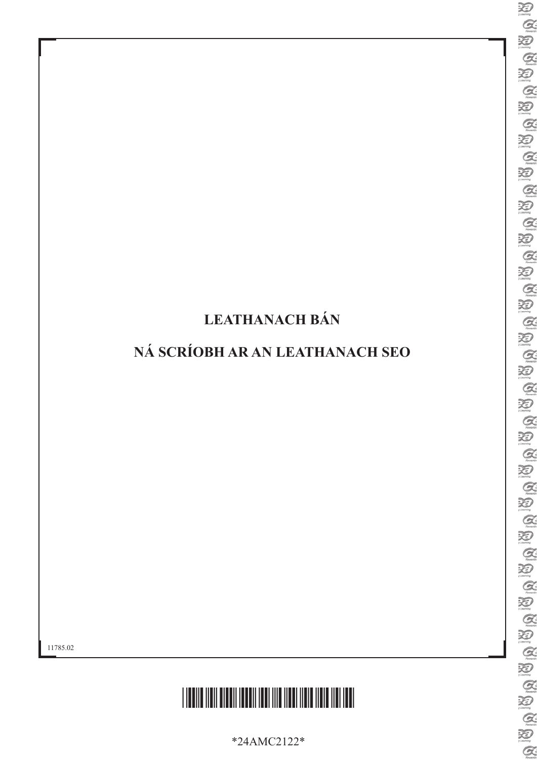**LEATHANACH BÁN**

**NÁ SCRÍOBH AR AN LEATHANACH SEO**

11785.02

*24AMC2122*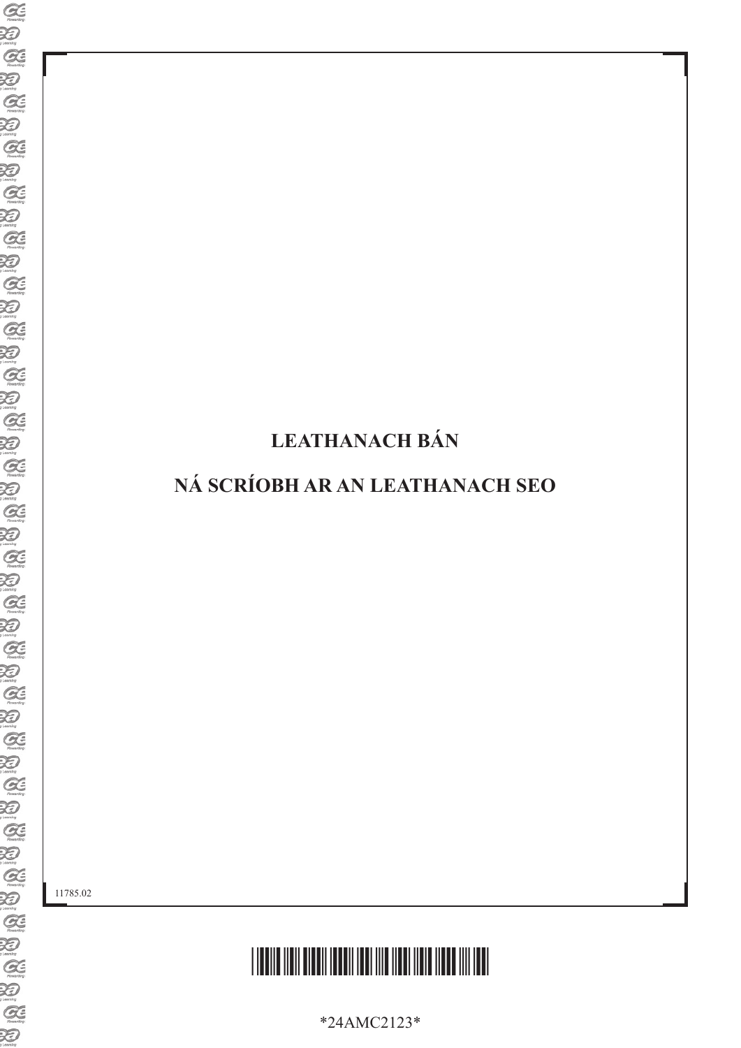**LEATHANACH BÁN**

**NÁ SCRÍOBH AR AN LEATHANACH SEO**

11785.02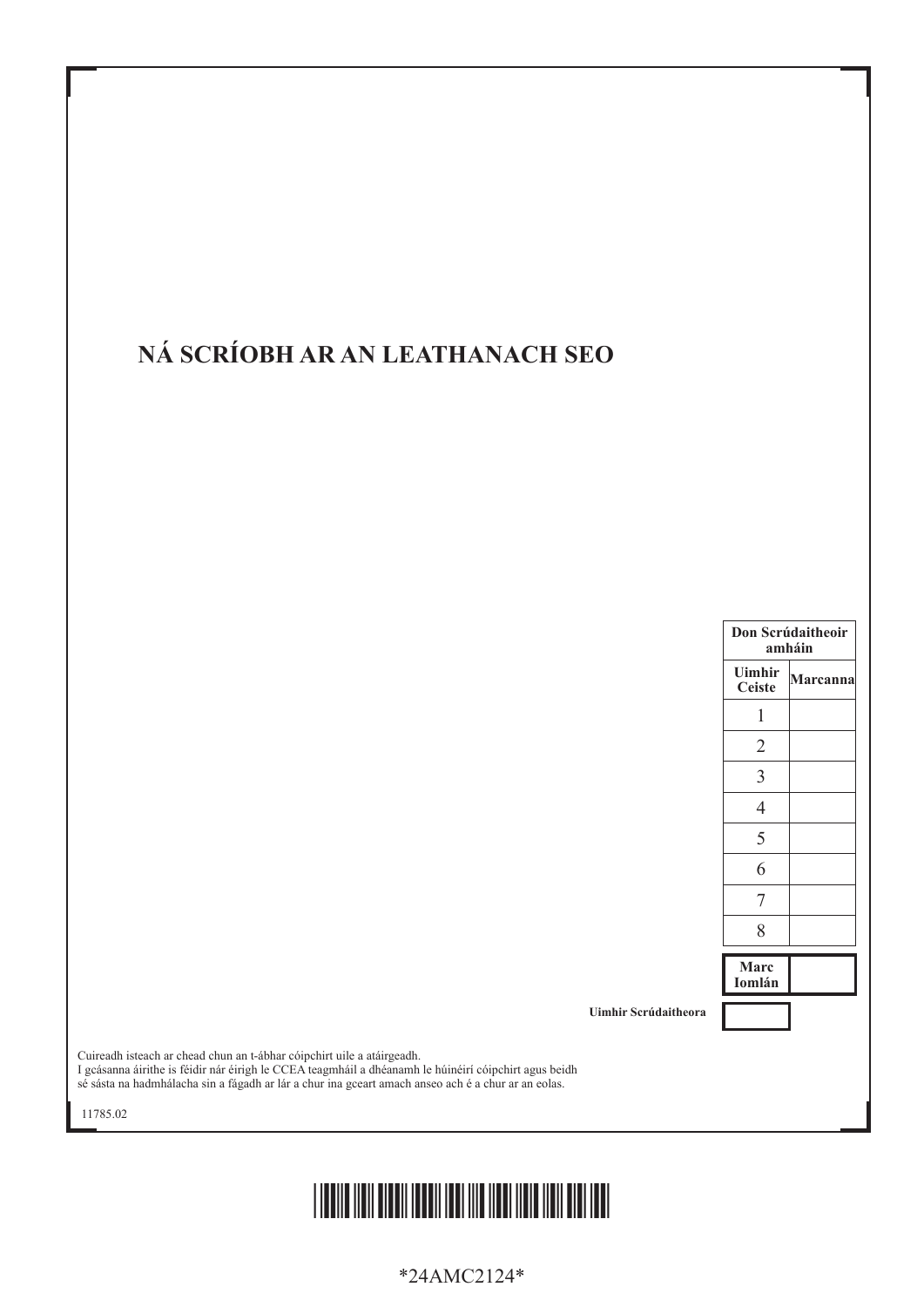# NÁ SCRÍOBH AR AN LEATHANACH SEO

| Don Scrúdaitheoir amháin | |
|---|---|
| **Uimhir Ceiste** | **Marcanna** |
| 1 | |
| 2 | |
| 3 | |
| 4 | |
| 5 | |
| 6 | |
| 7 | |
| 8 | |
| **Marc Iomlán** | |

**Uimhir Scrúdaitheora**

Cuireadh isteach ar chead chun an t-ábhar cóipchirt uile a atáirgeadh.
I gcásanna áirithe is féidir nár éirigh le CCEA teagmháil a dhéanamh le húinéirí cóipchirt agus beidh sé sásta na hadmhálacha sin a fágadh ar lár a chur ina gceart amach anseo ach é a chur ar an eolas.

11785.02

*24AMC2124*